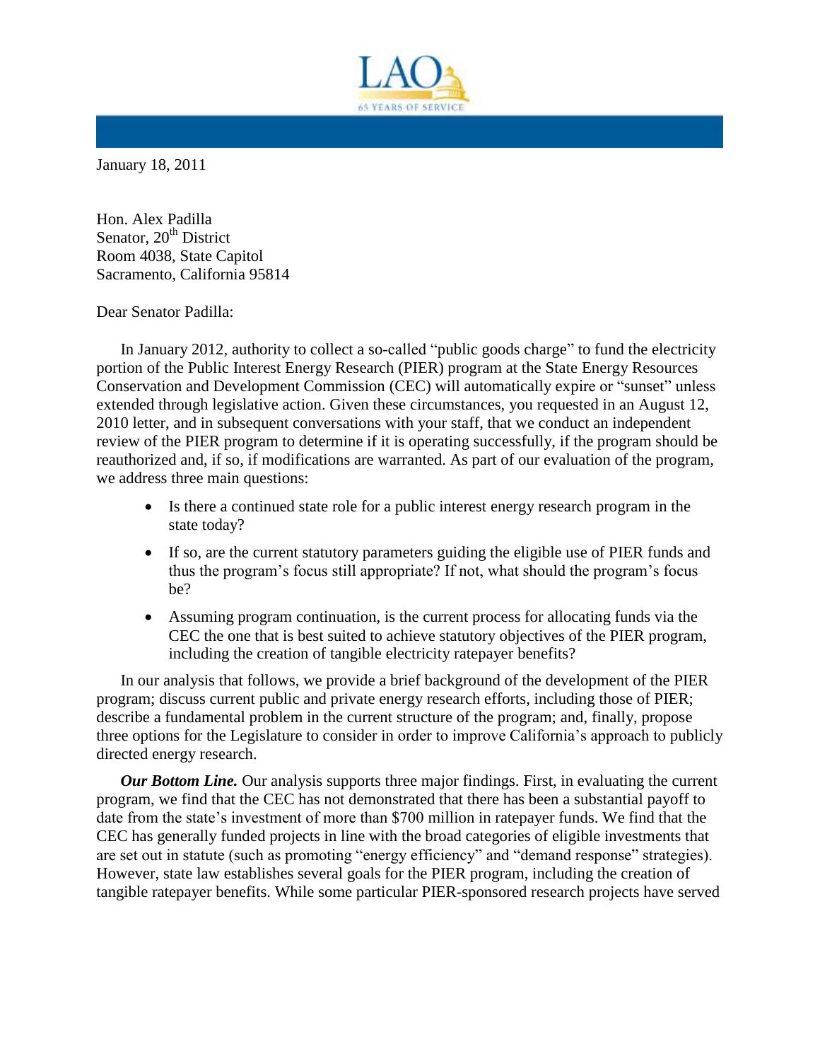January 18, 2011

Hon. Alex Padilla
Senator, 20th District
Room 4038, State Capitol
Sacramento, California 95814

Dear Senator Padilla:

In January 2012, authority to collect a so-called "public goods charge" to fund the electricity portion of the Public Interest Energy Research (PIER) program at the State Energy Resources Conservation and Development Commission (CEC) will automatically expire or "sunset" unless extended through legislative action. Given these circumstances, you requested in an August 12, 2010 letter, and in subsequent conversations with your staff, that we conduct an independent review of the PIER program to determine if it is operating successfully, if the program should be reauthorized and, if so, if modifications are warranted. As part of our evaluation of the program, we address three main questions:

- Is there a continued state role for a public interest energy research program in the state today?
- If so, are the current statutory parameters guiding the eligible use of PIER funds and thus the program's focus still appropriate? If not, what should the program's focus be?
- Assuming program continuation, is the current process for allocating funds via the CEC the one that is best suited to achieve statutory objectives of the PIER program, including the creation of tangible electricity ratepayer benefits?

In our analysis that follows, we provide a brief background of the development of the PIER program; discuss current public and private energy research efforts, including those of PIER; describe a fundamental problem in the current structure of the program; and, finally, propose three options for the Legislature to consider in order to improve California's approach to publicly directed energy research.

***Our Bottom Line.*** Our analysis supports three major findings. First, in evaluating the current program, we find that the CEC has not demonstrated that there has been a substantial payoff to date from the state's investment of more than $700 million in ratepayer funds. We find that the CEC has generally funded projects in line with the broad categories of eligible investments that are set out in statute (such as promoting "energy efficiency" and "demand response" strategies). However, state law establishes several goals for the PIER program, including the creation of tangible ratepayer benefits. While some particular PIER-sponsored research projects have served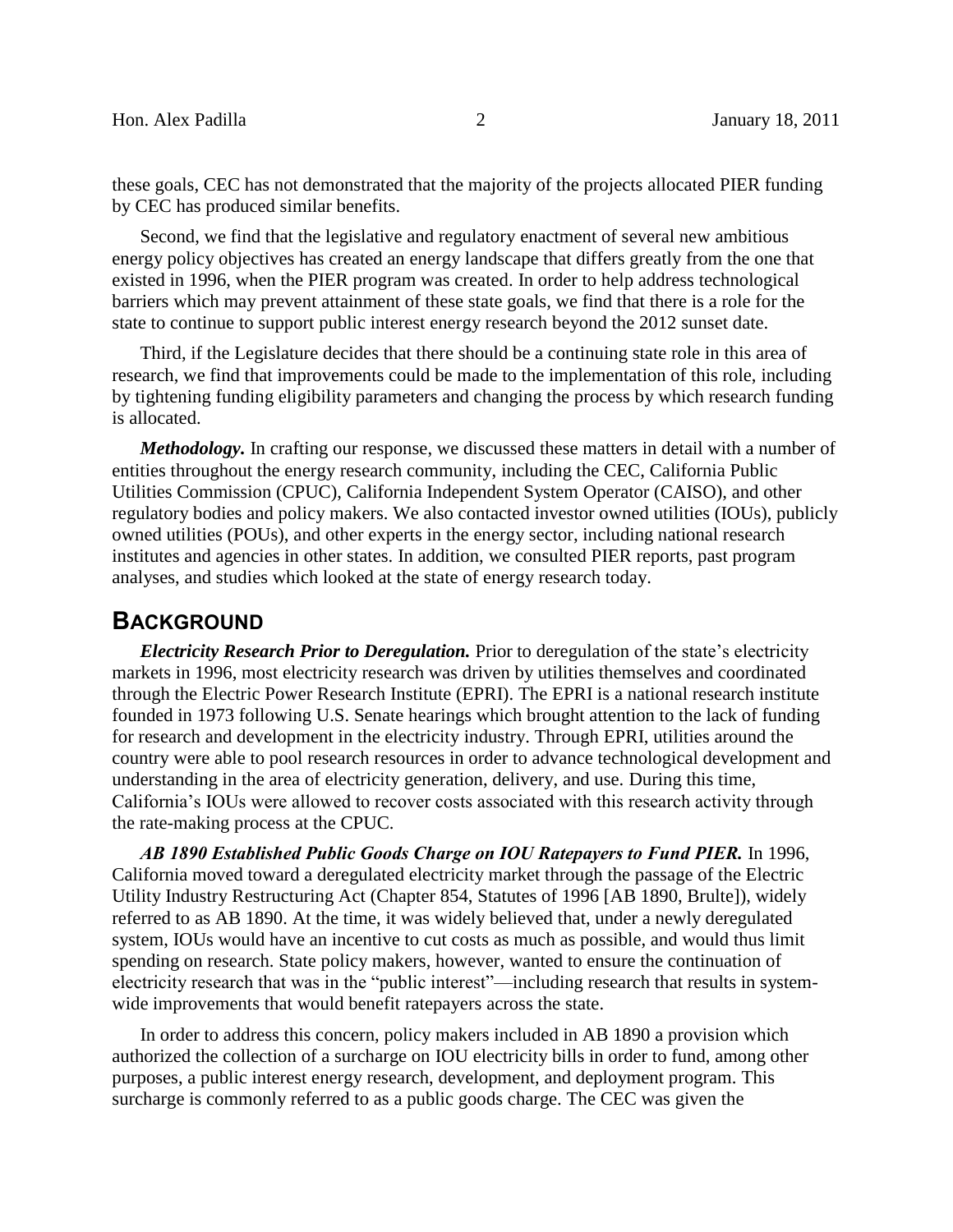these goals, CEC has not demonstrated that the majority of the projects allocated PIER funding by CEC has produced similar benefits.

Second, we find that the legislative and regulatory enactment of several new ambitious energy policy objectives has created an energy landscape that differs greatly from the one that existed in 1996, when the PIER program was created. In order to help address technological barriers which may prevent attainment of these state goals, we find that there is a role for the state to continue to support public interest energy research beyond the 2012 sunset date.

Third, if the Legislature decides that there should be a continuing state role in this area of research, we find that improvements could be made to the implementation of this role, including by tightening funding eligibility parameters and changing the process by which research funding is allocated.

***Methodology.*** In crafting our response, we discussed these matters in detail with a number of entities throughout the energy research community, including the CEC, California Public Utilities Commission (CPUC), California Independent System Operator (CAISO), and other regulatory bodies and policy makers. We also contacted investor owned utilities (IOUs), publicly owned utilities (POUs), and other experts in the energy sector, including national research institutes and agencies in other states. In addition, we consulted PIER reports, past program analyses, and studies which looked at the state of energy research today.

## BACKGROUND

***Electricity Research Prior to Deregulation.*** Prior to deregulation of the state's electricity markets in 1996, most electricity research was driven by utilities themselves and coordinated through the Electric Power Research Institute (EPRI). The EPRI is a national research institute founded in 1973 following U.S. Senate hearings which brought attention to the lack of funding for research and development in the electricity industry. Through EPRI, utilities around the country were able to pool research resources in order to advance technological development and understanding in the area of electricity generation, delivery, and use. During this time, California's IOUs were allowed to recover costs associated with this research activity through the rate-making process at the CPUC.

***AB 1890 Established Public Goods Charge on IOU Ratepayers to Fund PIER.*** In 1996, California moved toward a deregulated electricity market through the passage of the Electric Utility Industry Restructuring Act (Chapter 854, Statutes of 1996 [AB 1890, Brulte]), widely referred to as AB 1890. At the time, it was widely believed that, under a newly deregulated system, IOUs would have an incentive to cut costs as much as possible, and would thus limit spending on research. State policy makers, however, wanted to ensure the continuation of electricity research that was in the "public interest"—including research that results in system-wide improvements that would benefit ratepayers across the state.

In order to address this concern, policy makers included in AB 1890 a provision which authorized the collection of a surcharge on IOU electricity bills in order to fund, among other purposes, a public interest energy research, development, and deployment program. This surcharge is commonly referred to as a public goods charge. The CEC was given the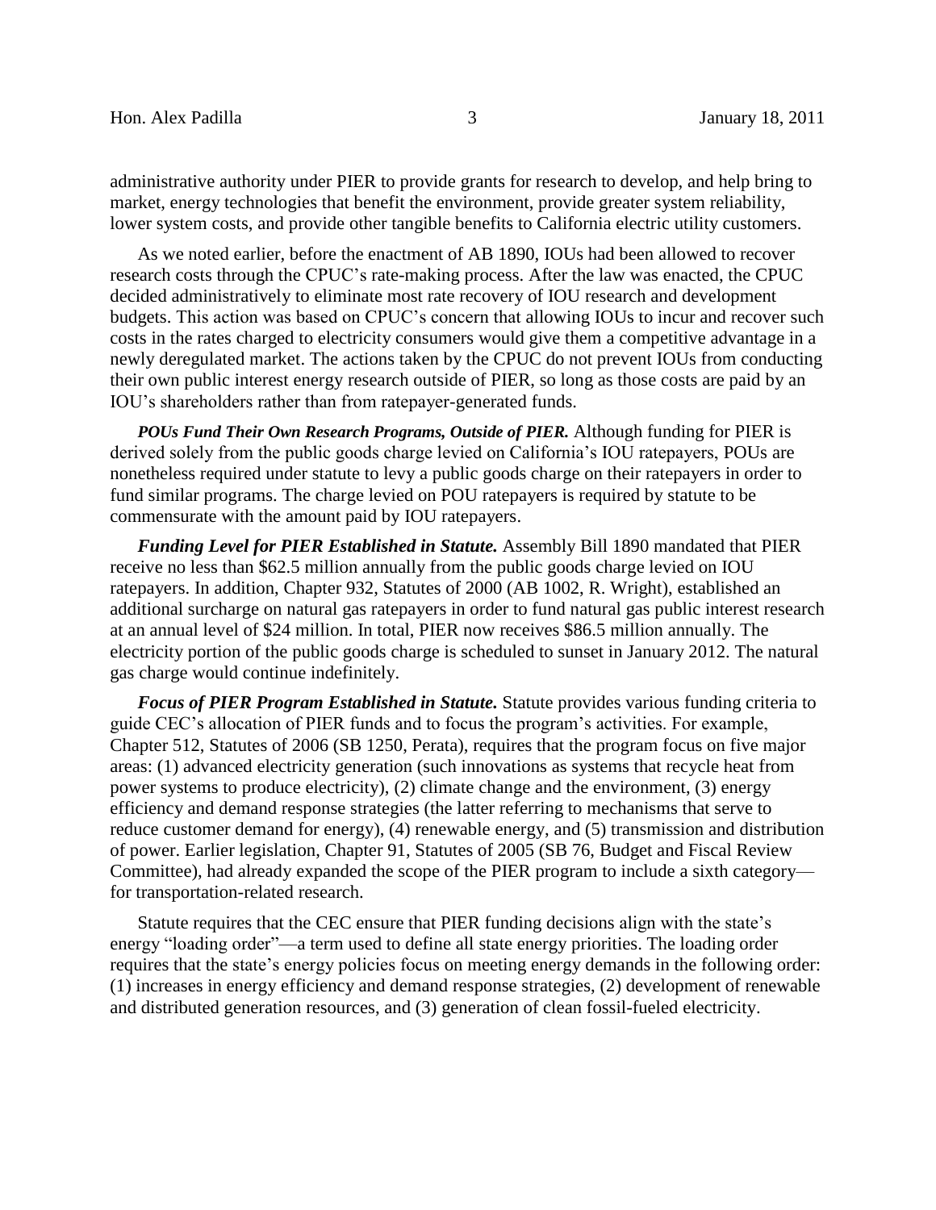administrative authority under PIER to provide grants for research to develop, and help bring to market, energy technologies that benefit the environment, provide greater system reliability, lower system costs, and provide other tangible benefits to California electric utility customers.

As we noted earlier, before the enactment of AB 1890, IOUs had been allowed to recover research costs through the CPUC's rate-making process. After the law was enacted, the CPUC decided administratively to eliminate most rate recovery of IOU research and development budgets. This action was based on CPUC's concern that allowing IOUs to incur and recover such costs in the rates charged to electricity consumers would give them a competitive advantage in a newly deregulated market. The actions taken by the CPUC do not prevent IOUs from conducting their own public interest energy research outside of PIER, so long as those costs are paid by an IOU's shareholders rather than from ratepayer-generated funds.

***POUs Fund Their Own Research Programs, Outside of PIER.*** Although funding for PIER is derived solely from the public goods charge levied on California's IOU ratepayers, POUs are nonetheless required under statute to levy a public goods charge on their ratepayers in order to fund similar programs. The charge levied on POU ratepayers is required by statute to be commensurate with the amount paid by IOU ratepayers.

***Funding Level for PIER Established in Statute.*** Assembly Bill 1890 mandated that PIER receive no less than $62.5 million annually from the public goods charge levied on IOU ratepayers. In addition, Chapter 932, Statutes of 2000 (AB 1002, R. Wright), established an additional surcharge on natural gas ratepayers in order to fund natural gas public interest research at an annual level of $24 million. In total, PIER now receives $86.5 million annually. The electricity portion of the public goods charge is scheduled to sunset in January 2012. The natural gas charge would continue indefinitely.

***Focus of PIER Program Established in Statute.*** Statute provides various funding criteria to guide CEC's allocation of PIER funds and to focus the program's activities. For example, Chapter 512, Statutes of 2006 (SB 1250, Perata), requires that the program focus on five major areas: (1) advanced electricity generation (such innovations as systems that recycle heat from power systems to produce electricity), (2) climate change and the environment, (3) energy efficiency and demand response strategies (the latter referring to mechanisms that serve to reduce customer demand for energy), (4) renewable energy, and (5) transmission and distribution of power. Earlier legislation, Chapter 91, Statutes of 2005 (SB 76, Budget and Fiscal Review Committee), had already expanded the scope of the PIER program to include a sixth category—for transportation-related research.

Statute requires that the CEC ensure that PIER funding decisions align with the state's energy "loading order"—a term used to define all state energy priorities. The loading order requires that the state's energy policies focus on meeting energy demands in the following order: (1) increases in energy efficiency and demand response strategies, (2) development of renewable and distributed generation resources, and (3) generation of clean fossil-fueled electricity.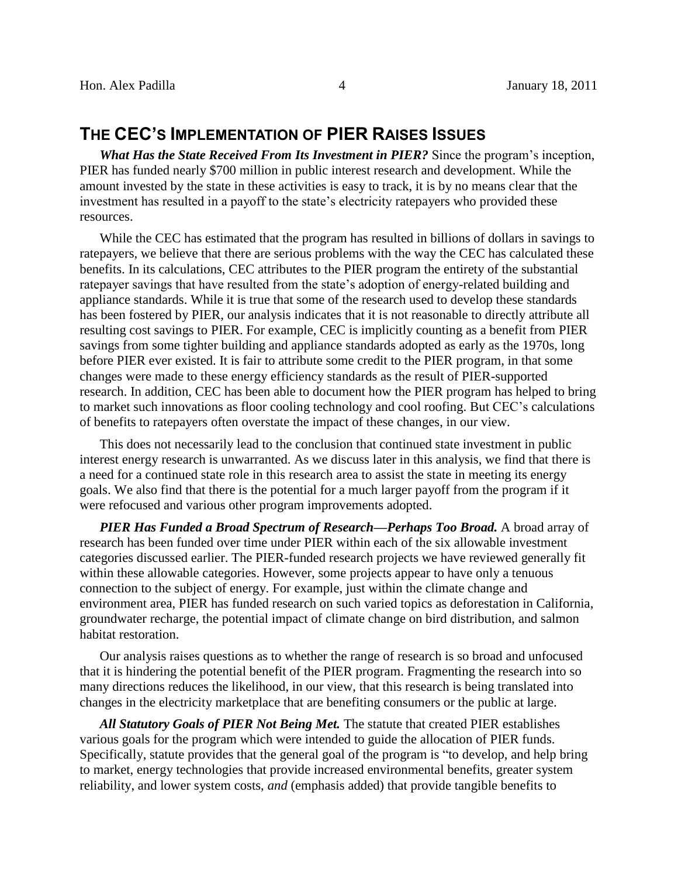## THE CEC'S IMPLEMENTATION OF PIER RAISES ISSUES

***What Has the State Received From Its Investment in PIER?*** Since the program's inception, PIER has funded nearly $700 million in public interest research and development. While the amount invested by the state in these activities is easy to track, it is by no means clear that the investment has resulted in a payoff to the state's electricity ratepayers who provided these resources.

While the CEC has estimated that the program has resulted in billions of dollars in savings to ratepayers, we believe that there are serious problems with the way the CEC has calculated these benefits. In its calculations, CEC attributes to the PIER program the entirety of the substantial ratepayer savings that have resulted from the state's adoption of energy-related building and appliance standards. While it is true that some of the research used to develop these standards has been fostered by PIER, our analysis indicates that it is not reasonable to directly attribute all resulting cost savings to PIER. For example, CEC is implicitly counting as a benefit from PIER savings from some tighter building and appliance standards adopted as early as the 1970s, long before PIER ever existed. It is fair to attribute some credit to the PIER program, in that some changes were made to these energy efficiency standards as the result of PIER-supported research. In addition, CEC has been able to document how the PIER program has helped to bring to market such innovations as floor cooling technology and cool roofing. But CEC's calculations of benefits to ratepayers often overstate the impact of these changes, in our view.

This does not necessarily lead to the conclusion that continued state investment in public interest energy research is unwarranted. As we discuss later in this analysis, we find that there is a need for a continued state role in this research area to assist the state in meeting its energy goals. We also find that there is the potential for a much larger payoff from the program if it were refocused and various other program improvements adopted.

***PIER Has Funded a Broad Spectrum of Research—Perhaps Too Broad.*** A broad array of research has been funded over time under PIER within each of the six allowable investment categories discussed earlier. The PIER-funded research projects we have reviewed generally fit within these allowable categories. However, some projects appear to have only a tenuous connection to the subject of energy. For example, just within the climate change and environment area, PIER has funded research on such varied topics as deforestation in California, groundwater recharge, the potential impact of climate change on bird distribution, and salmon habitat restoration.

Our analysis raises questions as to whether the range of research is so broad and unfocused that it is hindering the potential benefit of the PIER program. Fragmenting the research into so many directions reduces the likelihood, in our view, that this research is being translated into changes in the electricity marketplace that are benefiting consumers or the public at large.

***All Statutory Goals of PIER Not Being Met.*** The statute that created PIER establishes various goals for the program which were intended to guide the allocation of PIER funds. Specifically, statute provides that the general goal of the program is "to develop, and help bring to market, energy technologies that provide increased environmental benefits, greater system reliability, and lower system costs, *and* (emphasis added) that provide tangible benefits to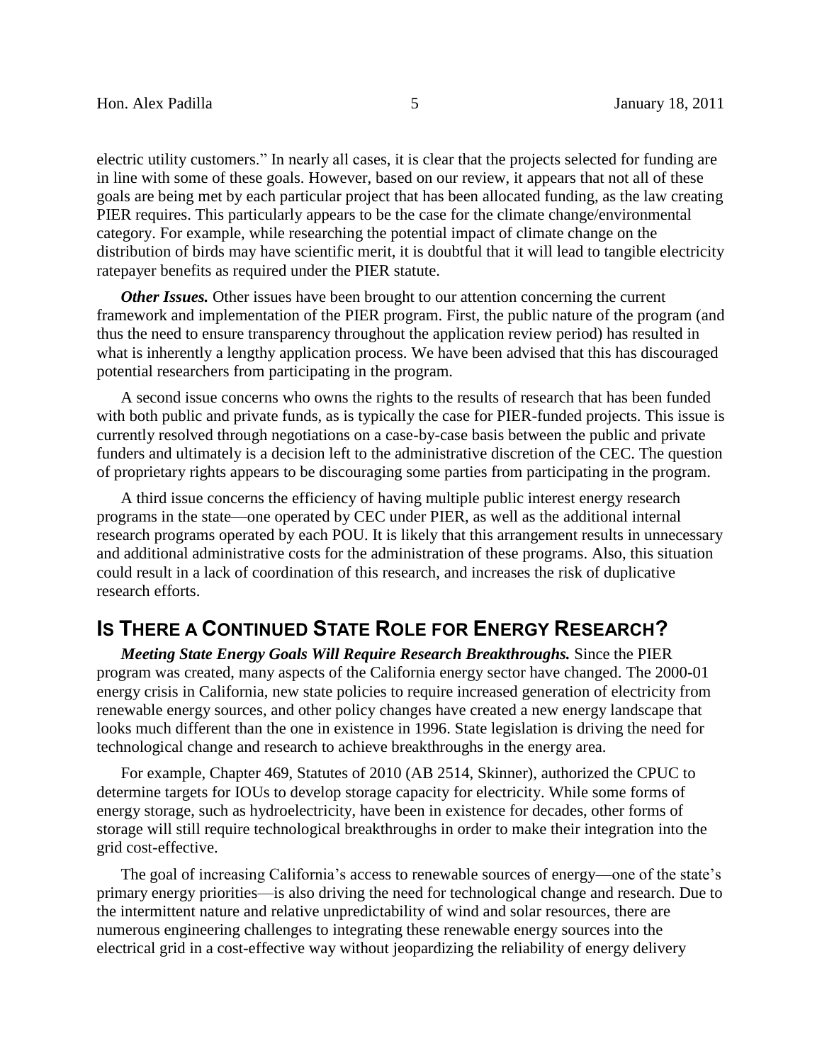electric utility customers." In nearly all cases, it is clear that the projects selected for funding are in line with some of these goals. However, based on our review, it appears that not all of these goals are being met by each particular project that has been allocated funding, as the law creating PIER requires. This particularly appears to be the case for the climate change/environmental category. For example, while researching the potential impact of climate change on the distribution of birds may have scientific merit, it is doubtful that it will lead to tangible electricity ratepayer benefits as required under the PIER statute.

***Other Issues.*** Other issues have been brought to our attention concerning the current framework and implementation of the PIER program. First, the public nature of the program (and thus the need to ensure transparency throughout the application review period) has resulted in what is inherently a lengthy application process. We have been advised that this has discouraged potential researchers from participating in the program.

A second issue concerns who owns the rights to the results of research that has been funded with both public and private funds, as is typically the case for PIER-funded projects. This issue is currently resolved through negotiations on a case-by-case basis between the public and private funders and ultimately is a decision left to the administrative discretion of the CEC. The question of proprietary rights appears to be discouraging some parties from participating in the program.

A third issue concerns the efficiency of having multiple public interest energy research programs in the state—one operated by CEC under PIER, as well as the additional internal research programs operated by each POU. It is likely that this arrangement results in unnecessary and additional administrative costs for the administration of these programs. Also, this situation could result in a lack of coordination of this research, and increases the risk of duplicative research efforts.

## IS THERE A CONTINUED STATE ROLE FOR ENERGY RESEARCH?

***Meeting State Energy Goals Will Require Research Breakthroughs.*** Since the PIER program was created, many aspects of the California energy sector have changed. The 2000-01 energy crisis in California, new state policies to require increased generation of electricity from renewable energy sources, and other policy changes have created a new energy landscape that looks much different than the one in existence in 1996. State legislation is driving the need for technological change and research to achieve breakthroughs in the energy area.

For example, Chapter 469, Statutes of 2010 (AB 2514, Skinner), authorized the CPUC to determine targets for IOUs to develop storage capacity for electricity. While some forms of energy storage, such as hydroelectricity, have been in existence for decades, other forms of storage will still require technological breakthroughs in order to make their integration into the grid cost-effective.

The goal of increasing California's access to renewable sources of energy—one of the state's primary energy priorities—is also driving the need for technological change and research. Due to the intermittent nature and relative unpredictability of wind and solar resources, there are numerous engineering challenges to integrating these renewable energy sources into the electrical grid in a cost-effective way without jeopardizing the reliability of energy delivery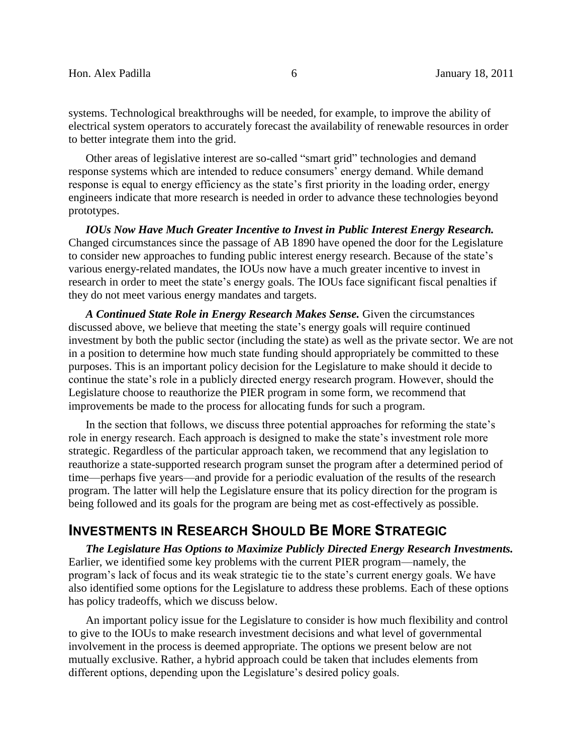systems. Technological breakthroughs will be needed, for example, to improve the ability of electrical system operators to accurately forecast the availability of renewable resources in order to better integrate them into the grid.

Other areas of legislative interest are so-called "smart grid" technologies and demand response systems which are intended to reduce consumers' energy demand. While demand response is equal to energy efficiency as the state's first priority in the loading order, energy engineers indicate that more research is needed in order to advance these technologies beyond prototypes.

***IOUs Now Have Much Greater Incentive to Invest in Public Interest Energy Research.*** Changed circumstances since the passage of AB 1890 have opened the door for the Legislature to consider new approaches to funding public interest energy research. Because of the state's various energy-related mandates, the IOUs now have a much greater incentive to invest in research in order to meet the state's energy goals. The IOUs face significant fiscal penalties if they do not meet various energy mandates and targets.

***A Continued State Role in Energy Research Makes Sense.*** Given the circumstances discussed above, we believe that meeting the state's energy goals will require continued investment by both the public sector (including the state) as well as the private sector. We are not in a position to determine how much state funding should appropriately be committed to these purposes. This is an important policy decision for the Legislature to make should it decide to continue the state's role in a publicly directed energy research program. However, should the Legislature choose to reauthorize the PIER program in some form, we recommend that improvements be made to the process for allocating funds for such a program.

In the section that follows, we discuss three potential approaches for reforming the state's role in energy research. Each approach is designed to make the state's investment role more strategic. Regardless of the particular approach taken, we recommend that any legislation to reauthorize a state-supported research program sunset the program after a determined period of time—perhaps five years—and provide for a periodic evaluation of the results of the research program. The latter will help the Legislature ensure that its policy direction for the program is being followed and its goals for the program are being met as cost-effectively as possible.

## Investments in Research Should Be More Strategic

***The Legislature Has Options to Maximize Publicly Directed Energy Research Investments.*** Earlier, we identified some key problems with the current PIER program—namely, the program's lack of focus and its weak strategic tie to the state's current energy goals. We have also identified some options for the Legislature to address these problems. Each of these options has policy tradeoffs, which we discuss below.

An important policy issue for the Legislature to consider is how much flexibility and control to give to the IOUs to make research investment decisions and what level of governmental involvement in the process is deemed appropriate. The options we present below are not mutually exclusive. Rather, a hybrid approach could be taken that includes elements from different options, depending upon the Legislature's desired policy goals.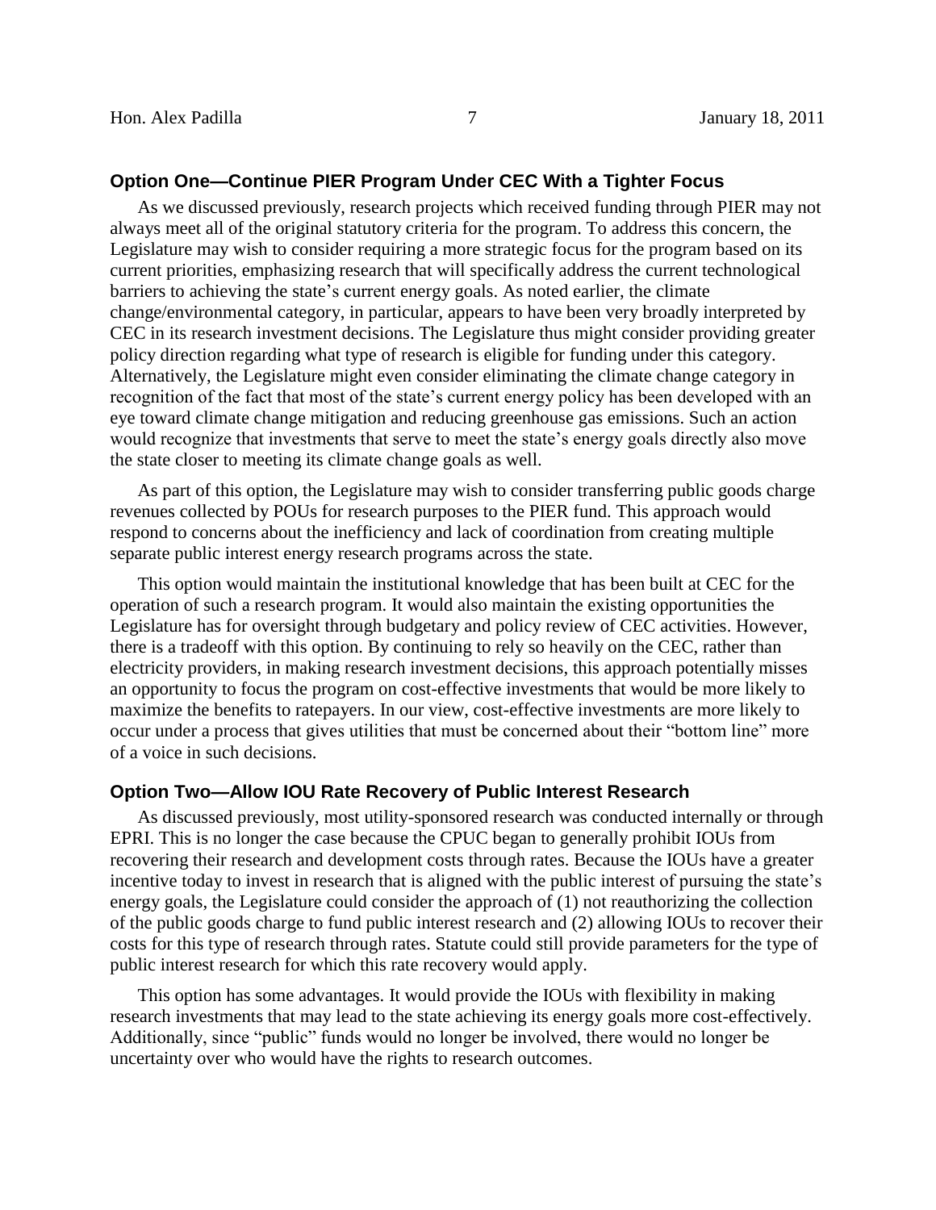### Option One—Continue PIER Program Under CEC With a Tighter Focus

As we discussed previously, research projects which received funding through PIER may not always meet all of the original statutory criteria for the program. To address this concern, the Legislature may wish to consider requiring a more strategic focus for the program based on its current priorities, emphasizing research that will specifically address the current technological barriers to achieving the state's current energy goals. As noted earlier, the climate change/environmental category, in particular, appears to have been very broadly interpreted by CEC in its research investment decisions. The Legislature thus might consider providing greater policy direction regarding what type of research is eligible for funding under this category. Alternatively, the Legislature might even consider eliminating the climate change category in recognition of the fact that most of the state's current energy policy has been developed with an eye toward climate change mitigation and reducing greenhouse gas emissions. Such an action would recognize that investments that serve to meet the state's energy goals directly also move the state closer to meeting its climate change goals as well.

As part of this option, the Legislature may wish to consider transferring public goods charge revenues collected by POUs for research purposes to the PIER fund. This approach would respond to concerns about the inefficiency and lack of coordination from creating multiple separate public interest energy research programs across the state.

This option would maintain the institutional knowledge that has been built at CEC for the operation of such a research program. It would also maintain the existing opportunities the Legislature has for oversight through budgetary and policy review of CEC activities. However, there is a tradeoff with this option. By continuing to rely so heavily on the CEC, rather than electricity providers, in making research investment decisions, this approach potentially misses an opportunity to focus the program on cost-effective investments that would be more likely to maximize the benefits to ratepayers. In our view, cost-effective investments are more likely to occur under a process that gives utilities that must be concerned about their "bottom line" more of a voice in such decisions.

### Option Two—Allow IOU Rate Recovery of Public Interest Research

As discussed previously, most utility-sponsored research was conducted internally or through EPRI. This is no longer the case because the CPUC began to generally prohibit IOUs from recovering their research and development costs through rates. Because the IOUs have a greater incentive today to invest in research that is aligned with the public interest of pursuing the state's energy goals, the Legislature could consider the approach of (1) not reauthorizing the collection of the public goods charge to fund public interest research and (2) allowing IOUs to recover their costs for this type of research through rates. Statute could still provide parameters for the type of public interest research for which this rate recovery would apply.

This option has some advantages. It would provide the IOUs with flexibility in making research investments that may lead to the state achieving its energy goals more cost-effectively. Additionally, since "public" funds would no longer be involved, there would no longer be uncertainty over who would have the rights to research outcomes.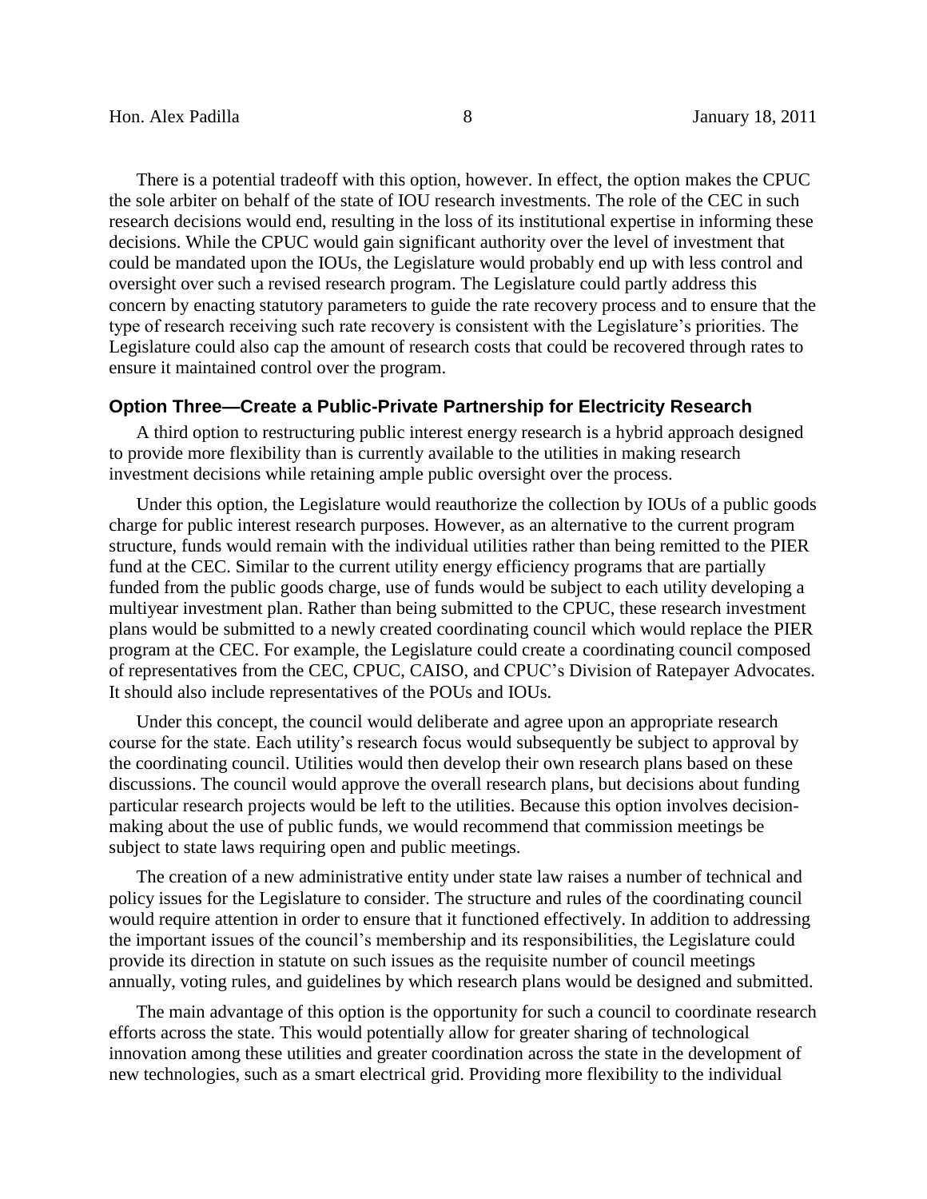There is a potential tradeoff with this option, however. In effect, the option makes the CPUC the sole arbiter on behalf of the state of IOU research investments. The role of the CEC in such research decisions would end, resulting in the loss of its institutional expertise in informing these decisions. While the CPUC would gain significant authority over the level of investment that could be mandated upon the IOUs, the Legislature would probably end up with less control and oversight over such a revised research program. The Legislature could partly address this concern by enacting statutory parameters to guide the rate recovery process and to ensure that the type of research receiving such rate recovery is consistent with the Legislature's priorities. The Legislature could also cap the amount of research costs that could be recovered through rates to ensure it maintained control over the program.

### Option Three—Create a Public-Private Partnership for Electricity Research

A third option to restructuring public interest energy research is a hybrid approach designed to provide more flexibility than is currently available to the utilities in making research investment decisions while retaining ample public oversight over the process.

Under this option, the Legislature would reauthorize the collection by IOUs of a public goods charge for public interest research purposes. However, as an alternative to the current program structure, funds would remain with the individual utilities rather than being remitted to the PIER fund at the CEC. Similar to the current utility energy efficiency programs that are partially funded from the public goods charge, use of funds would be subject to each utility developing a multiyear investment plan. Rather than being submitted to the CPUC, these research investment plans would be submitted to a newly created coordinating council which would replace the PIER program at the CEC. For example, the Legislature could create a coordinating council composed of representatives from the CEC, CPUC, CAISO, and CPUC's Division of Ratepayer Advocates. It should also include representatives of the POUs and IOUs.

Under this concept, the council would deliberate and agree upon an appropriate research course for the state. Each utility's research focus would subsequently be subject to approval by the coordinating council. Utilities would then develop their own research plans based on these discussions. The council would approve the overall research plans, but decisions about funding particular research projects would be left to the utilities. Because this option involves decision-making about the use of public funds, we would recommend that commission meetings be subject to state laws requiring open and public meetings.

The creation of a new administrative entity under state law raises a number of technical and policy issues for the Legislature to consider. The structure and rules of the coordinating council would require attention in order to ensure that it functioned effectively. In addition to addressing the important issues of the council's membership and its responsibilities, the Legislature could provide its direction in statute on such issues as the requisite number of council meetings annually, voting rules, and guidelines by which research plans would be designed and submitted.

The main advantage of this option is the opportunity for such a council to coordinate research efforts across the state. This would potentially allow for greater sharing of technological innovation among these utilities and greater coordination across the state in the development of new technologies, such as a smart electrical grid. Providing more flexibility to the individual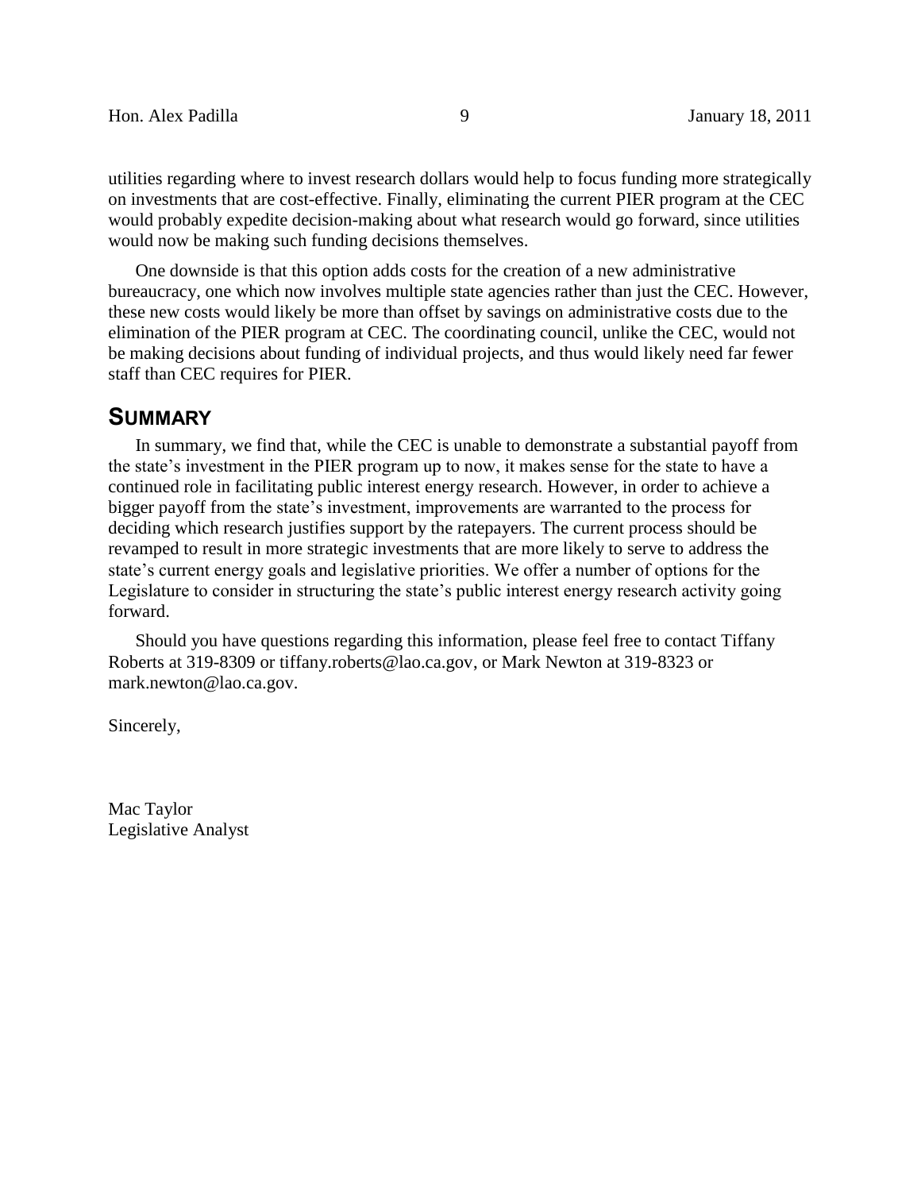utilities regarding where to invest research dollars would help to focus funding more strategically on investments that are cost-effective. Finally, eliminating the current PIER program at the CEC would probably expedite decision-making about what research would go forward, since utilities would now be making such funding decisions themselves.

One downside is that this option adds costs for the creation of a new administrative bureaucracy, one which now involves multiple state agencies rather than just the CEC. However, these new costs would likely be more than offset by savings on administrative costs due to the elimination of the PIER program at CEC. The coordinating council, unlike the CEC, would not be making decisions about funding of individual projects, and thus would likely need far fewer staff than CEC requires for PIER.

## SUMMARY

In summary, we find that, while the CEC is unable to demonstrate a substantial payoff from the state's investment in the PIER program up to now, it makes sense for the state to have a continued role in facilitating public interest energy research. However, in order to achieve a bigger payoff from the state's investment, improvements are warranted to the process for deciding which research justifies support by the ratepayers. The current process should be revamped to result in more strategic investments that are more likely to serve to address the state's current energy goals and legislative priorities. We offer a number of options for the Legislature to consider in structuring the state's public interest energy research activity going forward.

Should you have questions regarding this information, please feel free to contact Tiffany Roberts at 319-8309 or tiffany.roberts@lao.ca.gov, or Mark Newton at 319-8323 or mark.newton@lao.ca.gov.

Sincerely,

Mac Taylor
Legislative Analyst